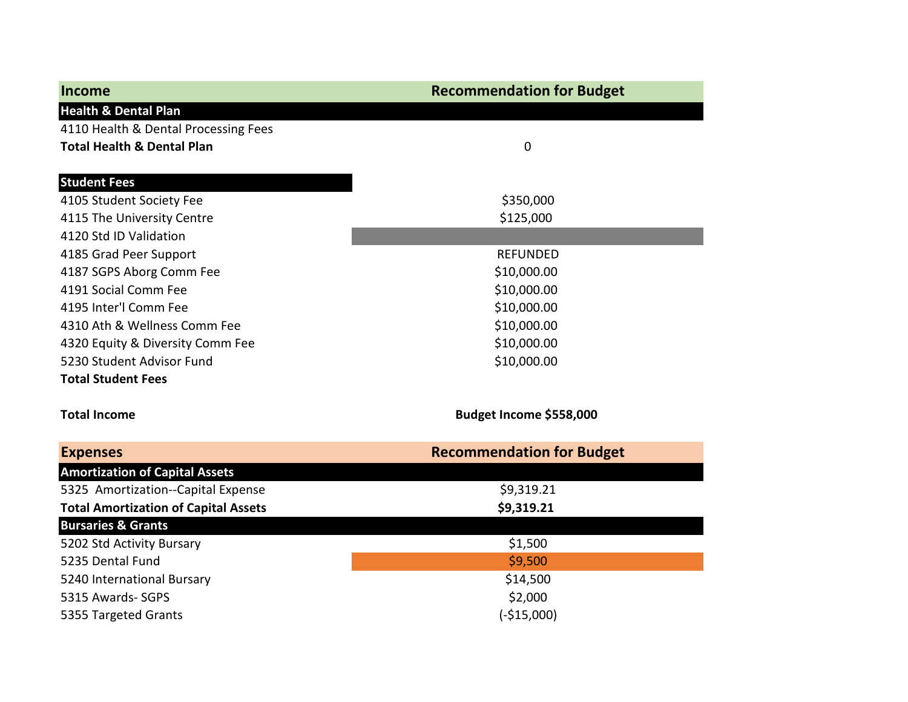| Income | Recommendation for Budget |
| --- | --- |
| **Health & Dental Plan** | |
| 4110 Health & Dental Processing Fees | |
| **Total Health & Dental Plan** | 0 |
| | |
| **Student Fees** | |
| 4105 Student Society Fee | $350,000 |
| 4115 The University Centre | $125,000 |
| 4120 Std ID Validation | |
| 4185 Grad Peer Support | REFUNDED |
| 4187 SGPS Aborg Comm Fee | $10,000.00 |
| 4191 Social Comm Fee | $10,000.00 |
| 4195 Inter'l Comm Fee | $10,000.00 |
| 4310 Ath & Wellness Comm Fee | $10,000.00 |
| 4320 Equity & Diversity Comm Fee | $10,000.00 |
| 5230 Student Advisor Fund | $10,000.00 |
| **Total Student Fees** | |
| | |
| **Total Income** | **Budget Income $558,000** |

| Expenses | Recommendation for Budget |
| --- | --- |
| **Amortization of Capital Assets** | |
| 5325 Amortization--Capital Expense | $9,319.21 |
| **Total Amortization of Capital Assets** | **$9,319.21** |
| **Bursaries & Grants** | |
| 5202 Std Activity Bursary | $1,500 |
| 5235 Dental Fund | $9,500 |
| 5240 International Bursary | $14,500 |
| 5315 Awards- SGPS | $2,000 |
| 5355 Targeted Grants | (-$15,000) |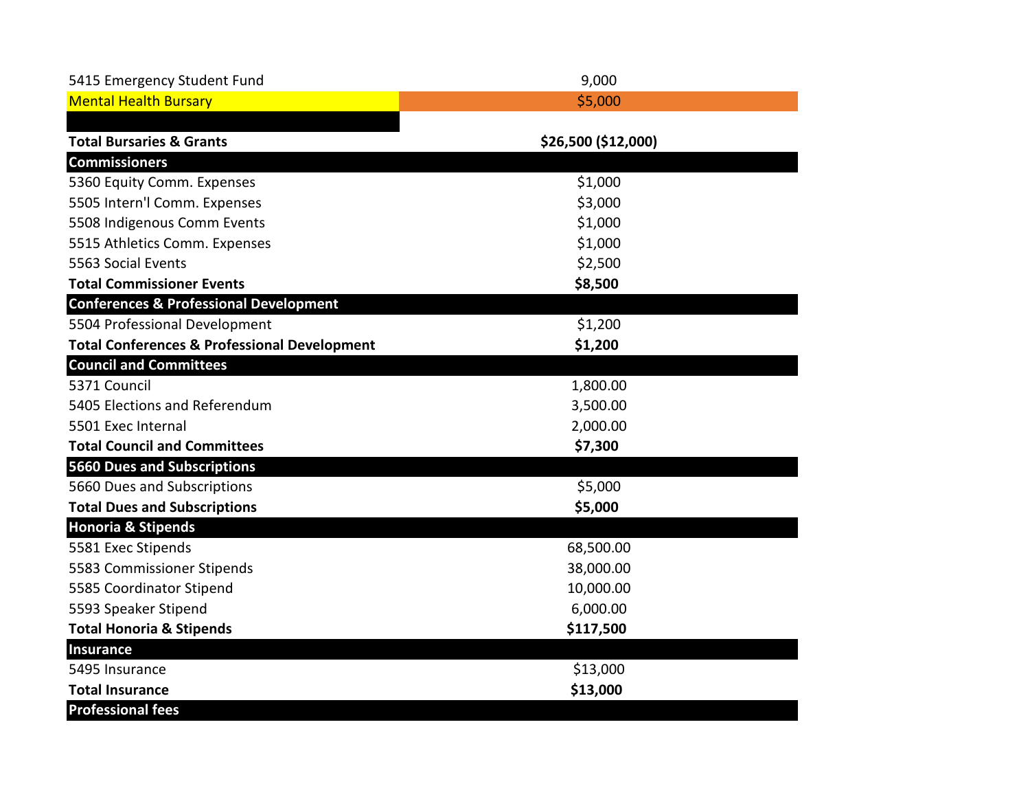| | |
|---|---|
| 5415 Emergency Student Fund | 9,000 |
| Mental Health Bursary | $5,000 |
| | |
| **Total Bursaries & Grants** | **$26,500 ($12,000)** |
| **Commissioners** | |
| 5360 Equity Comm. Expenses | $1,000 |
| 5505 Intern'l Comm. Expenses | $3,000 |
| 5508 Indigenous Comm Events | $1,000 |
| 5515 Athletics Comm. Expenses | $1,000 |
| 5563 Social Events | $2,500 |
| **Total Commissioner Events** | **$8,500** |
| **Conferences & Professional Development** | |
| 5504 Professional Development | $1,200 |
| **Total Conferences & Professional Development** | **$1,200** |
| **Council and Committees** | |
| 5371 Council | 1,800.00 |
| 5405 Elections and Referendum | 3,500.00 |
| 5501 Exec Internal | 2,000.00 |
| **Total Council and Committees** | **$7,300** |
| **5660 Dues and Subscriptions** | |
| 5660 Dues and Subscriptions | $5,000 |
| **Total Dues and Subscriptions** | **$5,000** |
| **Honoria & Stipends** | |
| 5581 Exec Stipends | 68,500.00 |
| 5583 Commissioner Stipends | 38,000.00 |
| 5585 Coordinator Stipend | 10,000.00 |
| 5593 Speaker Stipend | 6,000.00 |
| **Total Honoria & Stipends** | **$117,500** |
| **Insurance** | |
| 5495 Insurance | $13,000 |
| **Total Insurance** | **$13,000** |
| **Professional fees** | |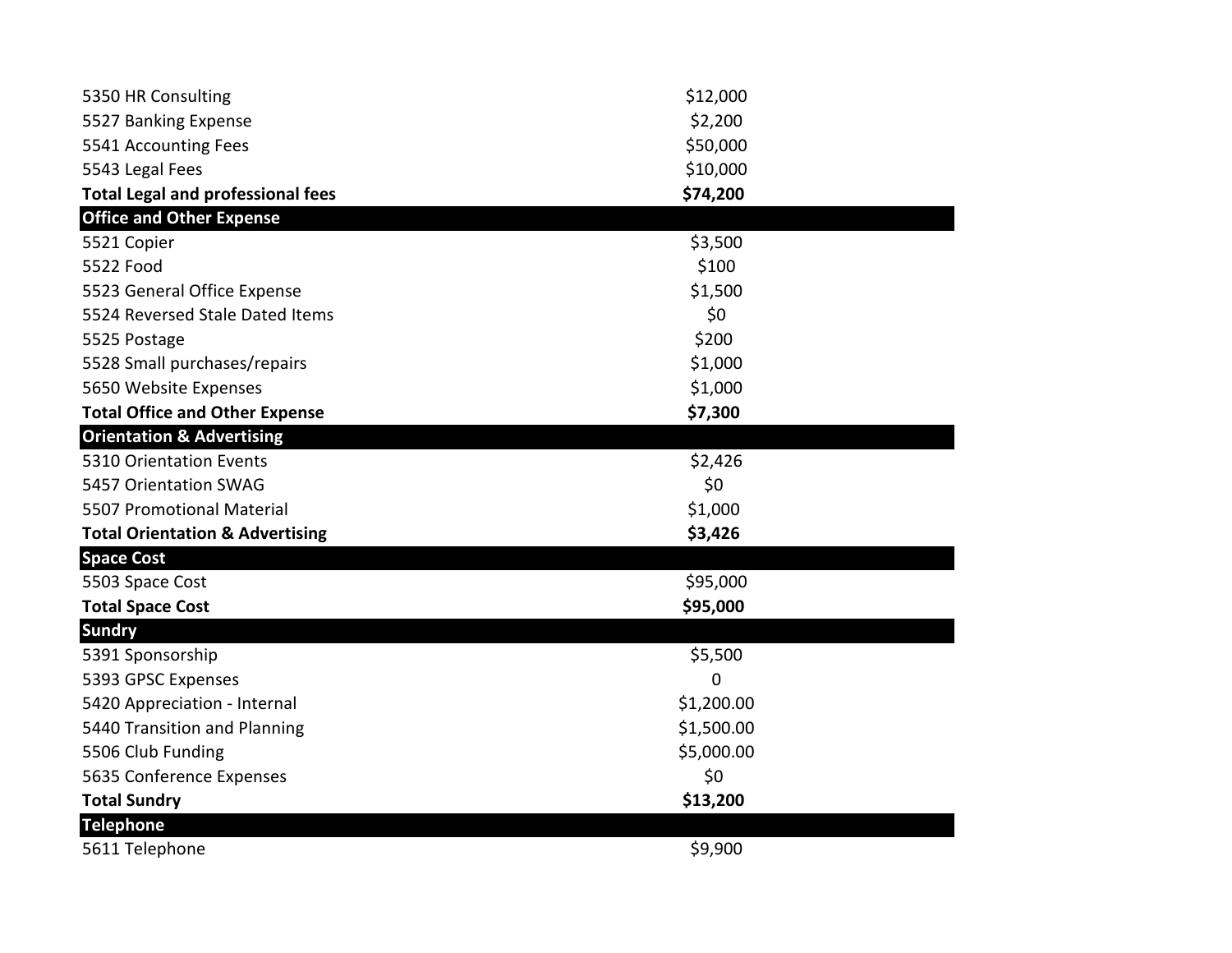| | |
|---|---|
| 5350 HR Consulting | $12,000 |
| 5527 Banking Expense | $2,200 |
| 5541 Accounting Fees | $50,000 |
| 5543 Legal Fees | $10,000 |
| **Total Legal and professional fees** | **$74,200** |
| **Office and Other Expense** | |
| 5521 Copier | $3,500 |
| 5522 Food | $100 |
| 5523 General Office Expense | $1,500 |
| 5524 Reversed Stale Dated Items | $0 |
| 5525 Postage | $200 |
| 5528 Small purchases/repairs | $1,000 |
| 5650 Website Expenses | $1,000 |
| **Total Office and Other Expense** | **$7,300** |
| **Orientation & Advertising** | |
| 5310 Orientation Events | $2,426 |
| 5457 Orientation SWAG | $0 |
| 5507 Promotional Material | $1,000 |
| **Total Orientation & Advertising** | **$3,426** |
| **Space Cost** | |
| 5503 Space Cost | $95,000 |
| **Total Space Cost** | **$95,000** |
| **Sundry** | |
| 5391 Sponsorship | $5,500 |
| 5393 GPSC Expenses | 0 |
| 5420 Appreciation - Internal | $1,200.00 |
| 5440 Transition and Planning | $1,500.00 |
| 5506 Club Funding | $5,000.00 |
| 5635 Conference Expenses | $0 |
| **Total Sundry** | **$13,200** |
| **Telephone** | |
| 5611 Telephone | $9,900 |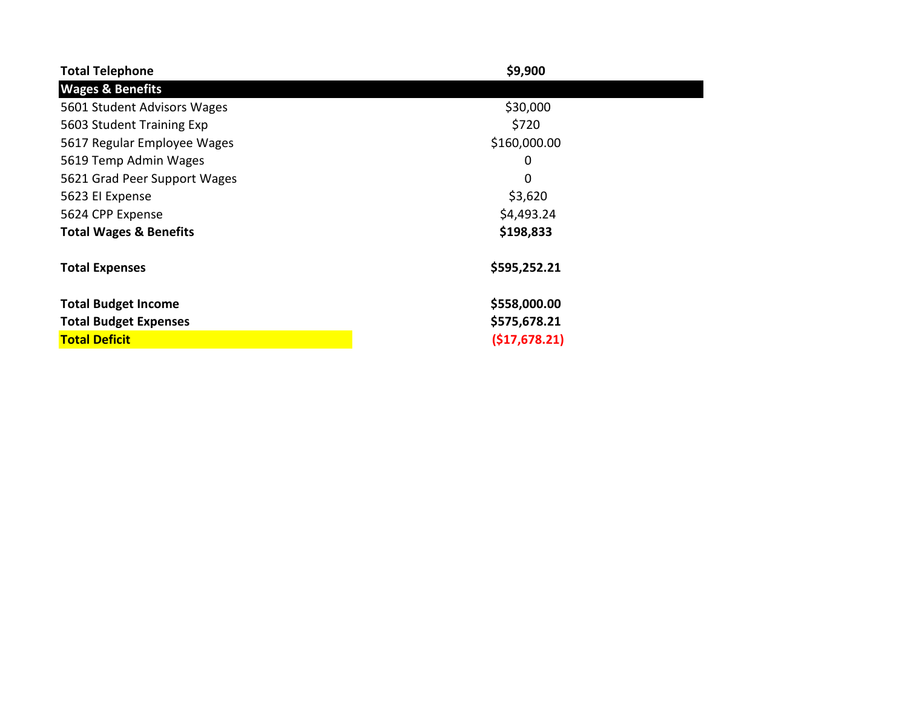| | |
|---|---|
| **Total Telephone** | **$9,900** |
| **Wages & Benefits** | |
| 5601 Student Advisors Wages | $30,000 |
| 5603 Student Training Exp | $720 |
| 5617 Regular Employee Wages | $160,000.00 |
| 5619 Temp Admin Wages | 0 |
| 5621 Grad Peer Support Wages | 0 |
| 5623 EI Expense | $3,620 |
| 5624 CPP Expense | $4,493.24 |
| **Total Wages & Benefits** | **$198,833** |
| | |
| **Total Expenses** | **$595,252.21** |
| | |
| **Total Budget Income** | **$558,000.00** |
| **Total Budget Expenses** | **$575,678.21** |
| **Total Deficit** | **($17,678.21)** |